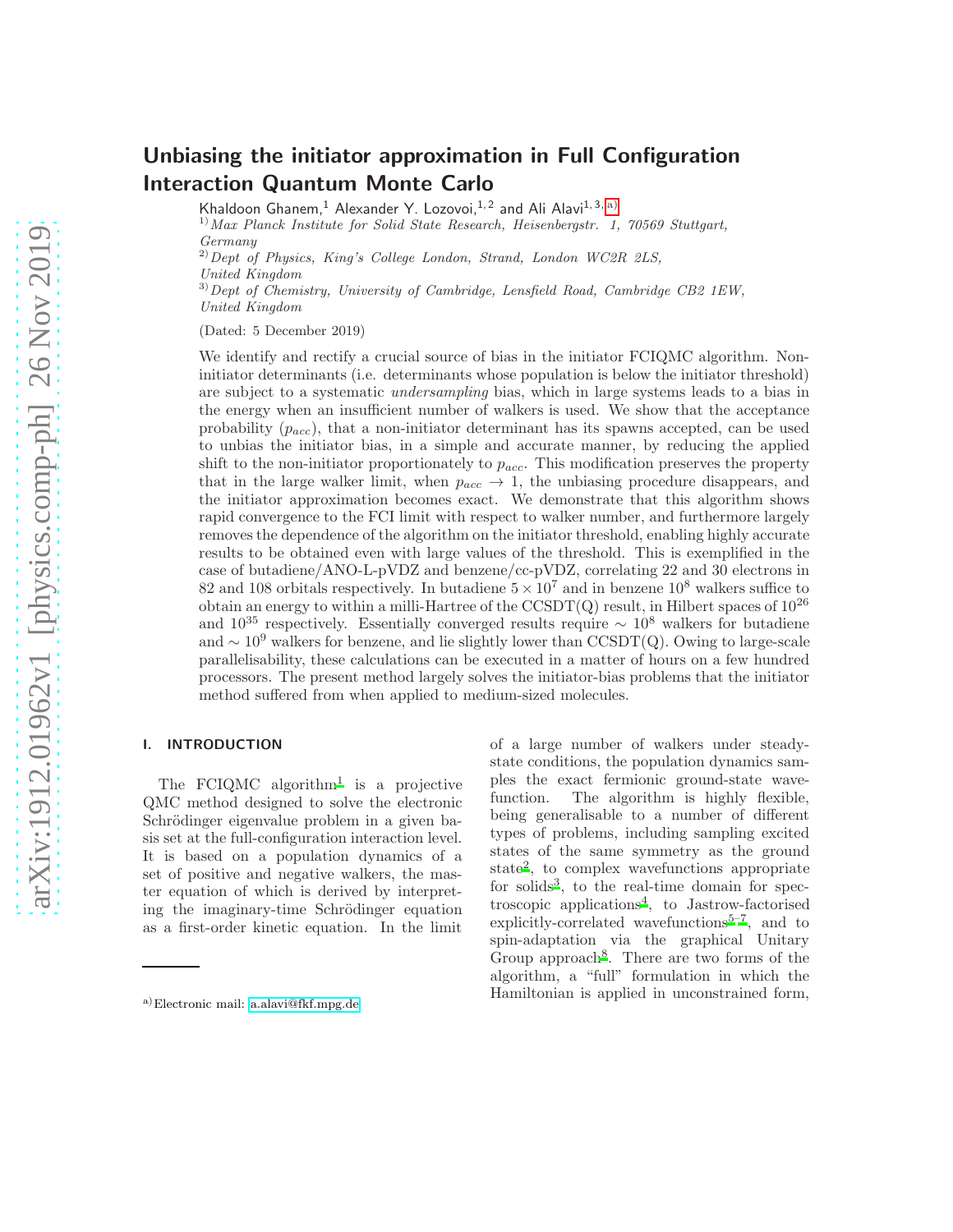# Unbiasing the initiator approximation in Full Configuration Interaction Quantum Monte Carlo

Khaldoon Ghanem,[1] Alexander Y. Lozovoi,[1,2] and Ali Alavi[1,3,a)]

[1] *Max Planck Institute for Solid State Research, Heisenbergstr. 1, 70569 Stuttgart, Germany*

[2] *Dept of Physics, King's College London, Strand, London WC2R 2LS, United Kingdom*

[3] *Dept of Chemistry, University of Cambridge, Lensfield Road, Cambridge CB2 1EW, United Kingdom*

(Dated: 5 December 2019)

We identify and rectify a crucial source of bias in the initiator FCIQMC algorithm. Non-initiator determinants (i.e. determinants whose population is below the initiator threshold) are subject to a systematic *undersampling* bias, which in large systems leads to a bias in the energy when an insufficient number of walkers is used. We show that the acceptance probability ($p_{acc}$), that a non-initiator determinant has its spawns accepted, can be used to unbias the initiator bias, in a simple and accurate manner, by reducing the applied shift to the non-initiator proportionately to $p_{acc}$. This modification preserves the property that in the large walker limit, when $p_{acc} \to 1$, the unbiasing procedure disappears, and the initiator approximation becomes exact. We demonstrate that this algorithm shows rapid convergence to the FCI limit with respect to walker number, and furthermore largely removes the dependence of the algorithm on the initiator threshold, enabling highly accurate results to be obtained even with large values of the threshold. This is exemplified in the case of butadiene/ANO-L-pVDZ and benzene/cc-pVDZ, correlating 22 and 30 electrons in 82 and 108 orbitals respectively. In butadiene $5 \times 10^7$ and in benzene $10^8$ walkers suffice to obtain an energy to within a milli-Hartree of the CCSDT(Q) result, in Hilbert spaces of $10^{26}$ and $10^{35}$ respectively. Essentially converged results require $\sim 10^8$ walkers for butadiene and $\sim 10^9$ walkers for benzene, and lie slightly lower than CCSDT(Q). Owing to large-scale parallelisability, these calculations can be executed in a matter of hours on a few hundred processors. The present method largely solves the initiator-bias problems that the initiator method suffered from when applied to medium-sized molecules.

## I. INTRODUCTION

The FCIQMC algorithm[1] is a projective QMC method designed to solve the electronic Schrödinger eigenvalue problem in a given basis set at the full-configuration interaction level. It is based on a population dynamics of a set of positive and negative walkers, the master equation of which is derived by interpreting the imaginary-time Schrödinger equation as a first-order kinetic equation. In the limit of a large number of walkers under steady-state conditions, the population dynamics samples the exact fermionic ground-state wavefunction. The algorithm is highly flexible, being generalisable to a number of different types of problems, including sampling excited states of the same symmetry as the ground state[2], to complex wavefunctions appropriate for solids[3], to the real-time domain for spectroscopic applications[4], to Jastrow-factorised explicitly-correlated wavefunctions[5–7], and to spin-adaptation via the graphical Unitary Group approach[8]. There are two forms of the algorithm, a "full" formulation in which the Hamiltonian is applied in unconstrained form,

a) Electronic mail: a.alavi@fkf.mpg.de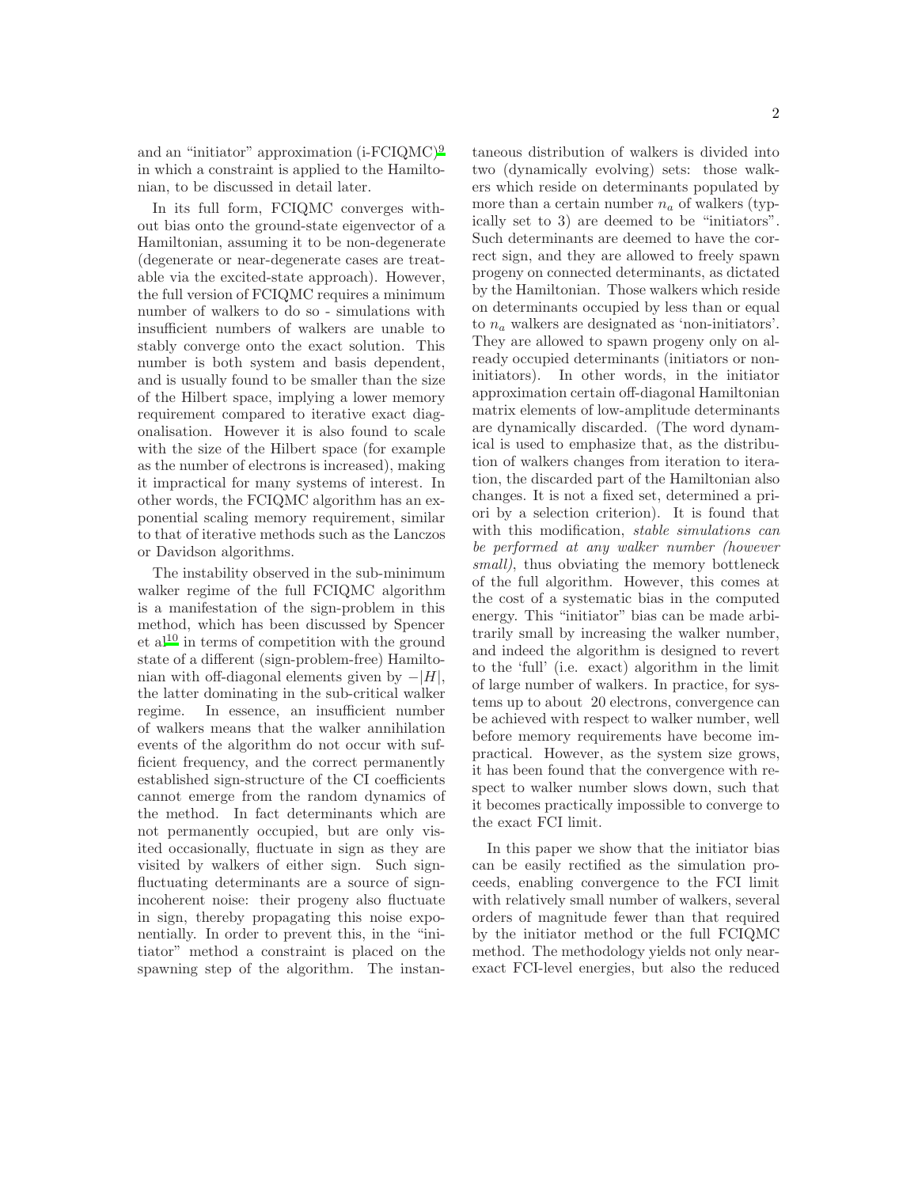and an "initiator" approximation (i-FCIQMC)[9] in which a constraint is applied to the Hamiltonian, to be discussed in detail later.

In its full form, FCIQMC converges without bias onto the ground-state eigenvector of a Hamiltonian, assuming it to be non-degenerate (degenerate or near-degenerate cases are treatable via the excited-state approach). However, the full version of FCIQMC requires a minimum number of walkers to do so - simulations with insufficient numbers of walkers are unable to stably converge onto the exact solution. This number is both system and basis dependent, and is usually found to be smaller than the size of the Hilbert space, implying a lower memory requirement compared to iterative exact diagonalisation. However it is also found to scale with the size of the Hilbert space (for example as the number of electrons is increased), making it impractical for many systems of interest. In other words, the FCIQMC algorithm has an exponential scaling memory requirement, similar to that of iterative methods such as the Lanczos or Davidson algorithms.

The instability observed in the sub-minimum walker regime of the full FCIQMC algorithm is a manifestation of the sign-problem in this method, which has been discussed by Spencer et al[10] in terms of competition with the ground state of a different (sign-problem-free) Hamiltonian with off-diagonal elements given by $-|H|$, the latter dominating in the sub-critical walker regime. In essence, an insufficient number of walkers means that the walker annihilation events of the algorithm do not occur with sufficient frequency, and the correct permanently established sign-structure of the CI coefficients cannot emerge from the random dynamics of the method. In fact determinants which are not permanently occupied, but are only visited occasionally, fluctuate in sign as they are visited by walkers of either sign. Such sign-fluctuating determinants are a source of sign-incoherent noise: their progeny also fluctuate in sign, thereby propagating this noise exponentially. In order to prevent this, in the "initiator" method a constraint is placed on the spawning step of the algorithm. The instantaneous distribution of walkers is divided into two (dynamically evolving) sets: those walkers which reside on determinants populated by more than a certain number $n_a$ of walkers (typically set to 3) are deemed to be "initiators". Such determinants are deemed to have the correct sign, and they are allowed to freely spawn progeny on connected determinants, as dictated by the Hamiltonian. Those walkers which reside on determinants occupied by less than or equal to $n_a$ walkers are designated as 'non-initiators'. They are allowed to spawn progeny only on already occupied determinants (initiators or non-initiators). In other words, in the initiator approximation certain off-diagonal Hamiltonian matrix elements of low-amplitude determinants are dynamically discarded. (The word dynamical is used to emphasize that, as the distribution of walkers changes from iteration to iteration, the discarded part of the Hamiltonian also changes. It is not a fixed set, determined a priori by a selection criterion). It is found that with this modification, *stable simulations can be performed at any walker number (however small)*, thus obviating the memory bottleneck of the full algorithm. However, this comes at the cost of a systematic bias in the computed energy. This "initiator" bias can be made arbitrarily small by increasing the walker number, and indeed the algorithm is designed to revert to the 'full' (i.e. exact) algorithm in the limit of large number of walkers. In practice, for systems up to about 20 electrons, convergence can be achieved with respect to walker number, well before memory requirements have become impractical. However, as the system size grows, it has been found that the convergence with respect to walker number slows down, such that it becomes practically impossible to converge to the exact FCI limit.

In this paper we show that the initiator bias can be easily rectified as the simulation proceeds, enabling convergence to the FCI limit with relatively small number of walkers, several orders of magnitude fewer than that required by the initiator method or the full FCIQMC method. The methodology yields not only near-exact FCI-level energies, but also the reduced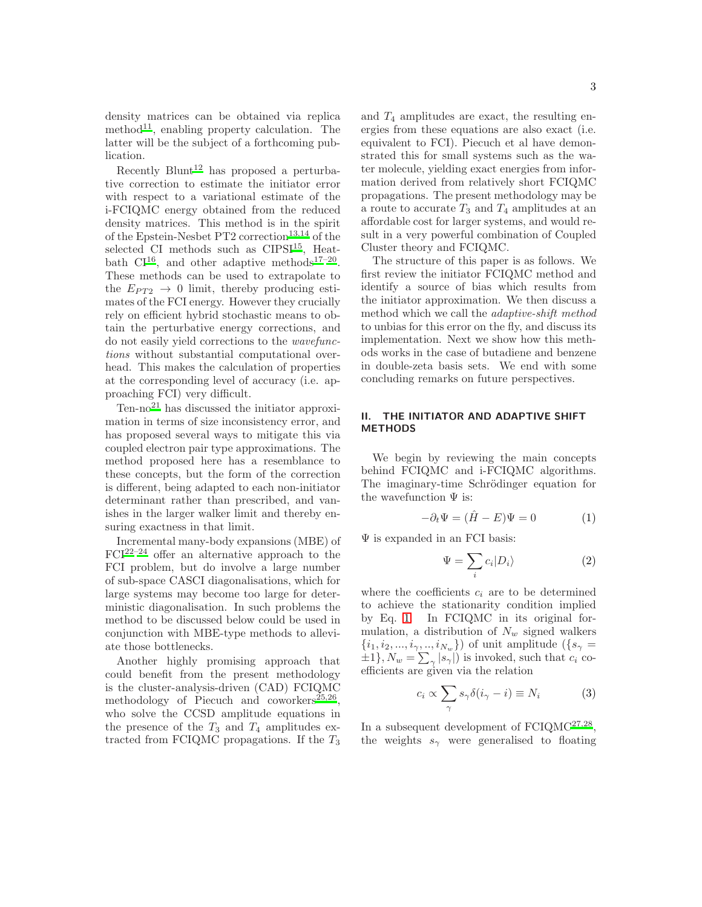density matrices can be obtained via replica method[11], enabling property calculation. The latter will be the subject of a forthcoming publication.

Recently Blunt[12] has proposed a perturbative correction to estimate the initiator error with respect to a variational estimate of the i-FCIQMC energy obtained from the reduced density matrices. This method is in the spirit of the Epstein-Nesbet PT2 correction[13,14] of the selected CI methods such as CIPSI[15], Heatbath CI[16], and other adaptive methods[17–20]. These methods can be used to extrapolate to the $E_{PT2} \rightarrow 0$ limit, thereby producing estimates of the FCI energy. However they crucially rely on efficient hybrid stochastic means to obtain the perturbative energy corrections, and do not easily yield corrections to the *wavefunctions* without substantial computational overhead. This makes the calculation of properties at the corresponding level of accuracy (i.e. approaching FCI) very difficult.

Ten-no[21] has discussed the initiator approximation in terms of size inconsistency error, and has proposed several ways to mitigate this via coupled electron pair type approximations. The method proposed here has a resemblance to these concepts, but the form of the correction is different, being adapted to each non-initiator determinant rather than prescribed, and vanishes in the larger walker limit and thereby ensuring exactness in that limit.

Incremental many-body expansions (MBE) of FCI[22–24] offer an alternative approach to the FCI problem, but do involve a large number of sub-space CASCI diagonalisations, which for large systems may become too large for deterministic diagonalisation. In such problems the method to be discussed below could be used in conjunction with MBE-type methods to alleviate those bottlenecks.

Another highly promising approach that could benefit from the present methodology is the cluster-analysis-driven (CAD) FCIQMC methodology of Piecuch and coworkers[25,26], who solve the CCSD amplitude equations in the presence of the $T_3$ and $T_4$ amplitudes extracted from FCIQMC propagations. If the $T_3$ and $T_4$ amplitudes are exact, the resulting energies from these equations are also exact (i.e. equivalent to FCI). Piecuch et al have demonstrated this for small systems such as the water molecule, yielding exact energies from information derived from relatively short FCIQMC propagations. The present methodology may be a route to accurate $T_3$ and $T_4$ amplitudes at an affordable cost for larger systems, and would result in a very powerful combination of Coupled Cluster theory and FCIQMC.

The structure of this paper is as follows. We first review the initiator FCIQMC method and identify a source of bias which results from the initiator approximation. We then discuss a method which we call the *adaptive-shift method* to unbias for this error on the fly, and discuss its implementation. Next we show how this methods works in the case of butadiene and benzene in double-zeta basis sets. We end with some concluding remarks on future perspectives.

## II. THE INITIATOR AND ADAPTIVE SHIFT METHODS

We begin by reviewing the main concepts behind FCIQMC and i-FCIQMC algorithms. The imaginary-time Schrödinger equation for the wavefunction $\Psi$ is:

$$-\partial_t \Psi = (\hat{H} - E)\Psi = 0 \tag{1}$$

$\Psi$ is expanded in an FCI basis:

$$\Psi = \sum_i c_i |D_i\rangle \tag{2}$$

where the coefficients $c_i$ are to be determined to achieve the stationarity condition implied by Eq. 1. In FCIQMC in its original formulation, a distribution of $N_w$ signed walkers $\{i_1, i_2, ..., i_\gamma, .., i_{N_w}\}$ of unit amplitude ($\{s_\gamma = \pm 1\}, N_w = \sum_\gamma |s_\gamma|$) is invoked, such that $c_i$ coefficients are given via the relation

$$c_i \propto \sum_\gamma s_\gamma \delta(i_\gamma - i) \equiv N_i \tag{3}$$

In a subsequent development of FCIQMC[27,28], the weights $s_\gamma$ were generalised to floating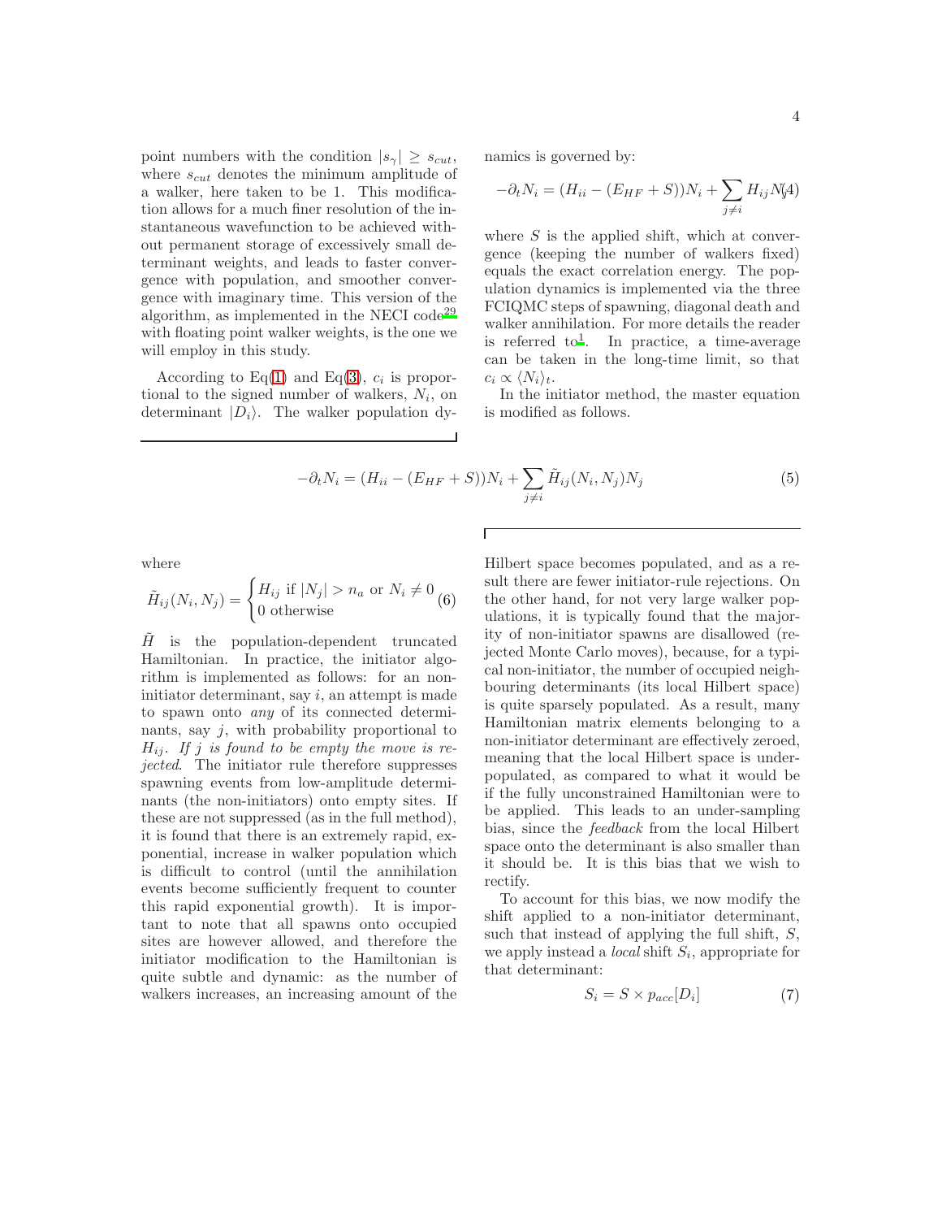point numbers with the condition $|s_\gamma| \geq s_{cut}$, where $s_{cut}$ denotes the minimum amplitude of a walker, here taken to be 1. This modification allows for a much finer resolution of the instantaneous wavefunction to be achieved without permanent storage of excessively small determinant weights, and leads to faster convergence with population, and smoother convergence with imaginary time. This version of the algorithm, as implemented in the NECI code[29] with floating point walker weights, is the one we will employ in this study.

According to Eq(1) and Eq(3), $c_i$ is proportional to the signed number of walkers, $N_i$, on determinant $|D_i\rangle$. The walker population dynamics is governed by:

$$-\partial_t N_i = (H_{ii} - (E_{HF} + S))N_i + \sum_{j \neq i} H_{ij} N_j \quad (4)$$

where $S$ is the applied shift, which at convergence (keeping the number of walkers fixed) equals the exact correlation energy. The population dynamics is implemented via the three FCIQMC steps of spawning, diagonal death and walker annihilation. For more details the reader is referred to[1]. In practice, a time-average can be taken in the long-time limit, so that $c_i \propto \langle N_i \rangle_t$.

In the initiator method, the master equation is modified as follows.

$$-\partial_t N_i = (H_{ii} - (E_{HF} + S))N_i + \sum_{j \neq i} \tilde{H}_{ij}(N_i, N_j) N_j \quad (5)$$

where

$$\tilde{H}_{ij}(N_i, N_j) = \begin{cases} H_{ij} \text{ if } |N_j| > n_a \text{ or } N_i \neq 0 \\ 0 \text{ otherwise} \end{cases} \quad (6)$$

$\tilde{H}$ is the population-dependent truncated Hamiltonian. In practice, the initiator algorithm is implemented as follows: for an non-initiator determinant, say $i$, an attempt is made to spawn onto *any* of its connected determinants, say $j$, with probability proportional to $H_{ij}$. *If $j$ is found to be empty the move is rejected*. The initiator rule therefore suppresses spawning events from low-amplitude determinants (the non-initiators) onto empty sites. If these are not suppressed (as in the full method), it is found that there is an extremely rapid, exponential, increase in walker population which is difficult to control (until the annihilation events become sufficiently frequent to counter this rapid exponential growth). It is important to note that all spawns onto occupied sites are however allowed, and therefore the initiator modification to the Hamiltonian is quite subtle and dynamic: as the number of walkers increases, an increasing amount of the Hilbert space becomes populated, and as a result there are fewer initiator-rule rejections. On the other hand, for not very large walker populations, it is typically found that the majority of non-initiator spawns are disallowed (rejected Monte Carlo moves), because, for a typical non-initiator, the number of occupied neighbouring determinants (its local Hilbert space) is quite sparsely populated. As a result, many Hamiltonian matrix elements belonging to a non-initiator determinant are effectively zeroed, meaning that the local Hilbert space is underpopulated, as compared to what it would be if the fully unconstrained Hamiltonian were to be applied. This leads to an under-sampling bias, since the *feedback* from the local Hilbert space onto the determinant is also smaller than it should be. It is this bias that we wish to rectify.

To account for this bias, we now modify the shift applied to a non-initiator determinant, such that instead of applying the full shift, $S$, we apply instead a *local* shift $S_i$, appropriate for that determinant:

$$S_i = S \times p_{acc}[D_i] \quad (7)$$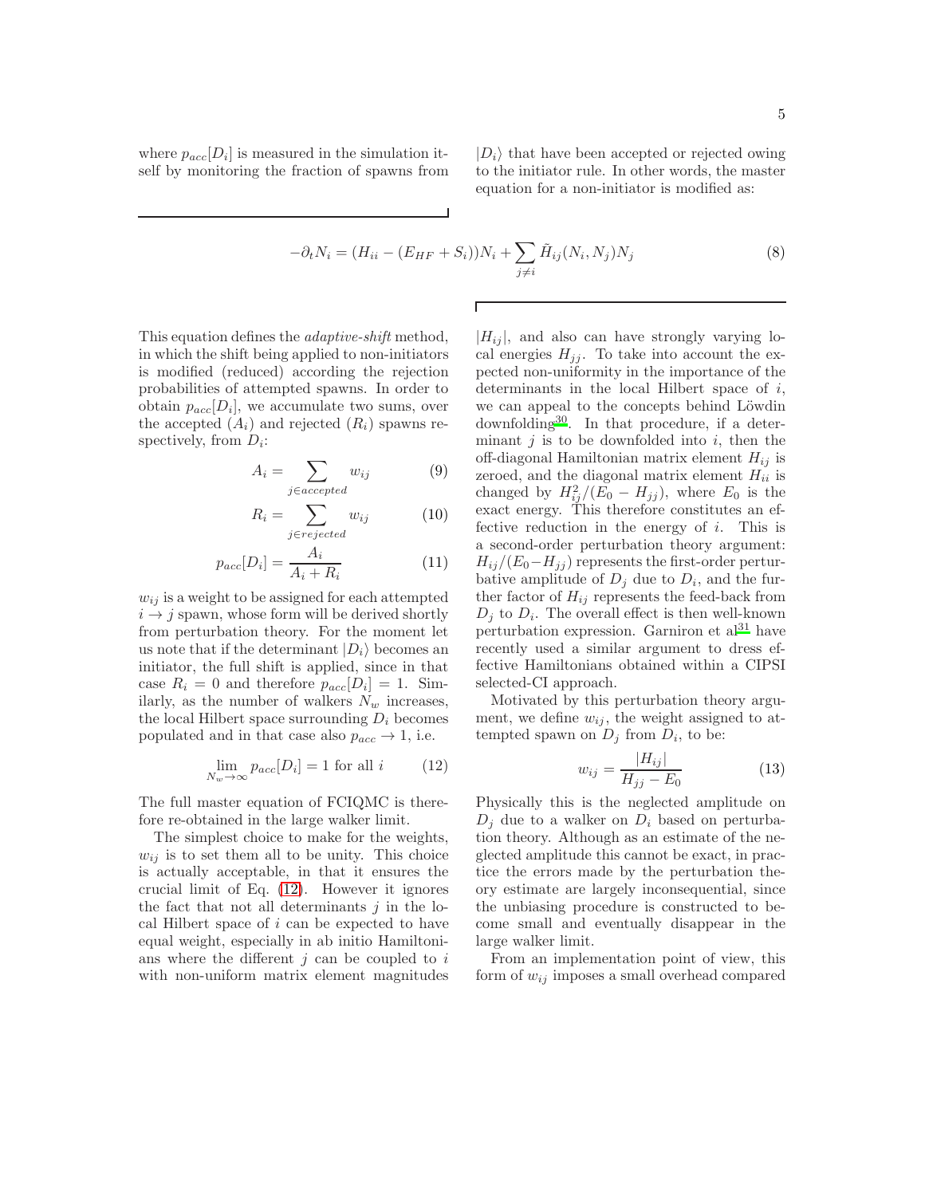where $p_{acc}[D_i]$ is measured in the simulation itself by monitoring the fraction of spawns from $|D_i\rangle$ that have been accepted or rejected owing to the initiator rule. In other words, the master equation for a non-initiator is modified as:

$$-\partial_t N_i = (H_{ii} - (E_{HF} + S_i))N_i + \sum_{j \neq i} \tilde{H}_{ij}(N_i, N_j)N_j \tag{8}$$

This equation defines the *adaptive-shift* method, in which the shift being applied to non-initiators is modified (reduced) according the rejection probabilities of attempted spawns. In order to obtain $p_{acc}[D_i]$, we accumulate two sums, over the accepted ($A_i$) and rejected ($R_i$) spawns respectively, from $D_i$:

$$A_i = \sum_{j \in accepted} w_{ij} \tag{9}$$

$$R_i = \sum_{j \in rejected} w_{ij} \tag{10}$$

$$p_{acc}[D_i] = \frac{A_i}{A_i + R_i} \tag{11}$$

$w_{ij}$ is a weight to be assigned for each attempted $i \to j$ spawn, whose form will be derived shortly from perturbation theory. For the moment let us note that if the determinant $|D_i\rangle$ becomes an initiator, the full shift is applied, since in that case $R_i = 0$ and therefore $p_{acc}[D_i] = 1$. Similarly, as the number of walkers $N_w$ increases, the local Hilbert space surrounding $D_i$ becomes populated and in that case also $p_{acc} \to 1$, i.e.

$$\lim_{N_w \to \infty} p_{acc}[D_i] = 1 \text{ for all } i \tag{12}$$

The full master equation of FCIQMC is therefore re-obtained in the large walker limit.

The simplest choice to make for the weights, $w_{ij}$ is to set them all to be unity. This choice is actually acceptable, in that it ensures the crucial limit of Eq. (12). However it ignores the fact that not all determinants $j$ in the local Hilbert space of $i$ can be expected to have equal weight, especially in ab initio Hamiltonians where the different $j$ can be coupled to $i$ with non-uniform matrix element magnitudes $|H_{ij}|$, and also can have strongly varying local energies $H_{jj}$. To take into account the expected non-uniformity in the importance of the determinants in the local Hilbert space of $i$, we can appeal to the concepts behind Löwdin downfolding[30]. In that procedure, if a determinant $j$ is to be downfolded into $i$, then the off-diagonal Hamiltonian matrix element $H_{ij}$ is zeroed, and the diagonal matrix element $H_{ii}$ is changed by $H_{ij}^2/(E_0 - H_{jj})$, where $E_0$ is the exact energy. This therefore constitutes an effective reduction in the energy of $i$. This is a second-order perturbation theory argument: $H_{ij}/(E_0 - H_{jj})$ represents the first-order perturbative amplitude of $D_j$ due to $D_i$, and the further factor of $H_{ij}$ represents the feed-back from $D_j$ to $D_i$. The overall effect is then well-known perturbation expression. Garniron et al[31] have recently used a similar argument to dress effective Hamiltonians obtained within a CIPSI selected-CI approach.

Motivated by this perturbation theory argument, we define $w_{ij}$, the weight assigned to attempted spawn on $D_j$ from $D_i$, to be:

$$w_{ij} = \frac{|H_{ij}|}{H_{jj} - E_0} \tag{13}$$

Physically this is the neglected amplitude on $D_j$ due to a walker on $D_i$ based on perturbation theory. Although as an estimate of the neglected amplitude this cannot be exact, in practice the errors made by the perturbation theory estimate are largely inconsequential, since the unbiasing procedure is constructed to become small and eventually disappear in the large walker limit.

From an implementation point of view, this form of $w_{ij}$ imposes a small overhead compared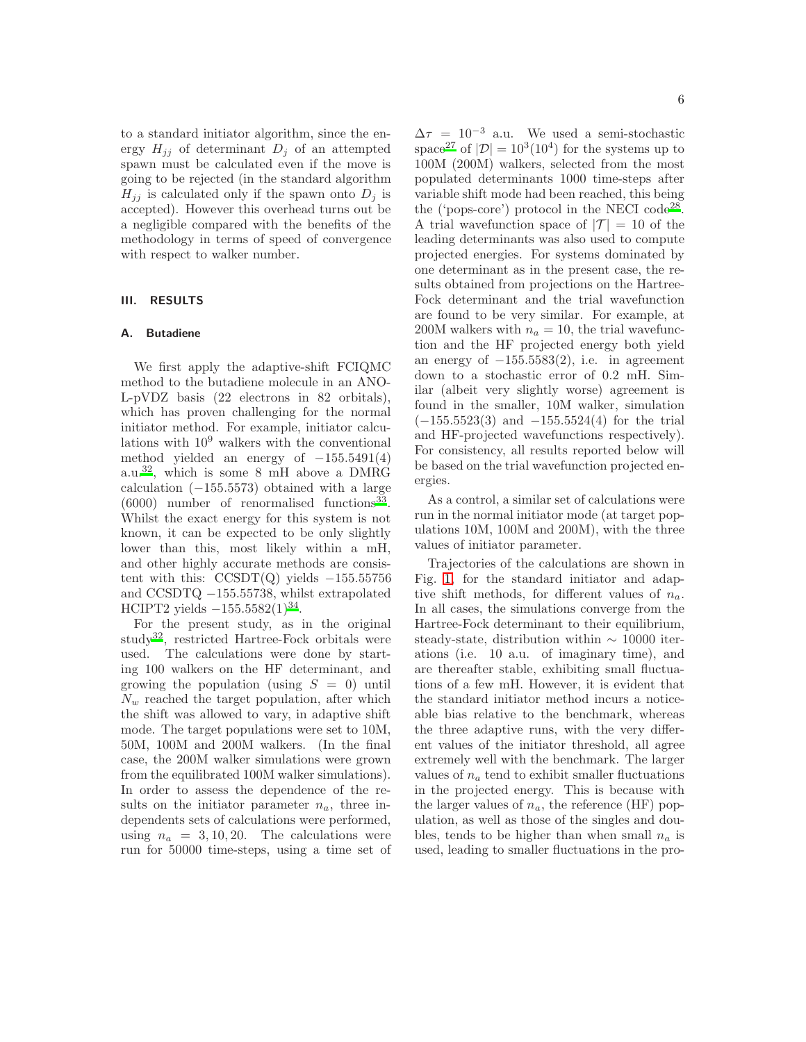to a standard initiator algorithm, since the energy $H_{jj}$ of determinant $D_j$ of an attempted spawn must be calculated even if the move is going to be rejected (in the standard algorithm $H_{jj}$ is calculated only if the spawn onto $D_j$ is accepted). However this overhead turns out be a negligible compared with the benefits of the methodology in terms of speed of convergence with respect to walker number.

## III. RESULTS

### A. Butadiene

We first apply the adaptive-shift FCIQMC method to the butadiene molecule in an ANO-L-pVDZ basis (22 electrons in 82 orbitals), which has proven challenging for the normal initiator method. For example, initiator calculations with $10^9$ walkers with the conventional method yielded an energy of $-155.5491(4)$ a.u.[32], which is some 8 mH above a DMRG calculation ($-155.5573$) obtained with a large (6000) number of renormalised functions[33]. Whilst the exact energy for this system is not known, it can be expected to be only slightly lower than this, most likely within a mH, and other highly accurate methods are consistent with this: CCSDT(Q) yields $-155.55756$ and CCSDTQ $-155.55738$, whilst extrapolated HCIPT2 yields $-155.5582(1)$[34].

For the present study, as in the original study[32], restricted Hartree-Fock orbitals were used. The calculations were done by starting 100 walkers on the HF determinant, and growing the population (using $S = 0$) until $N_w$ reached the target population, after which the shift was allowed to vary, in adaptive shift mode. The target populations were set to 10M, 50M, 100M and 200M walkers. (In the final case, the 200M walker simulations were grown from the equilibrated 100M walker simulations). In order to assess the dependence of the results on the initiator parameter $n_a$, three independents sets of calculations were performed, using $n_a = 3, 10, 20$. The calculations were run for 50000 time-steps, using a time set of $\Delta\tau = 10^{-3}$ a.u. We used a semi-stochastic space[27] of $|\mathcal{D}| = 10^3(10^4)$ for the systems up to 100M (200M) walkers, selected from the most populated determinants 1000 time-steps after variable shift mode had been reached, this being the ('pops-core') protocol in the NECI code[28]. A trial wavefunction space of $|\mathcal{T}| = 10$ of the leading determinants was also used to compute projected energies. For systems dominated by one determinant as in the present case, the results obtained from projections on the Hartree-Fock determinant and the trial wavefunction are found to be very similar. For example, at 200M walkers with $n_a = 10$, the trial wavefunction and the HF projected energy both yield an energy of $-155.5583(2)$, i.e. in agreement down to a stochastic error of 0.2 mH. Similar (albeit very slightly worse) agreement is found in the smaller, 10M walker, simulation ($-155.5523(3)$ and $-155.5524(4)$ for the trial and HF-projected wavefunctions respectively). For consistency, all results reported below will be based on the trial wavefunction projected energies.

As a control, a similar set of calculations were run in the normal initiator mode (at target populations 10M, 100M and 200M), with the three values of initiator parameter.

Trajectories of the calculations are shown in Fig. 1, for the standard initiator and adaptive shift methods, for different values of $n_a$. In all cases, the simulations converge from the Hartree-Fock determinant to their equilibrium, steady-state, distribution within $\sim$ 10000 iterations (i.e. 10 a.u. of imaginary time), and are thereafter stable, exhibiting small fluctuations of a few mH. However, it is evident that the standard initiator method incurs a noticeable bias relative to the benchmark, whereas the three adaptive runs, with the very different values of the initiator threshold, all agree extremely well with the benchmark. The larger values of $n_a$ tend to exhibit smaller fluctuations in the projected energy. This is because with the larger values of $n_a$, the reference (HF) population, as well as those of the singles and doubles, tends to be higher than when small $n_a$ is used, leading to smaller fluctuations in the pro-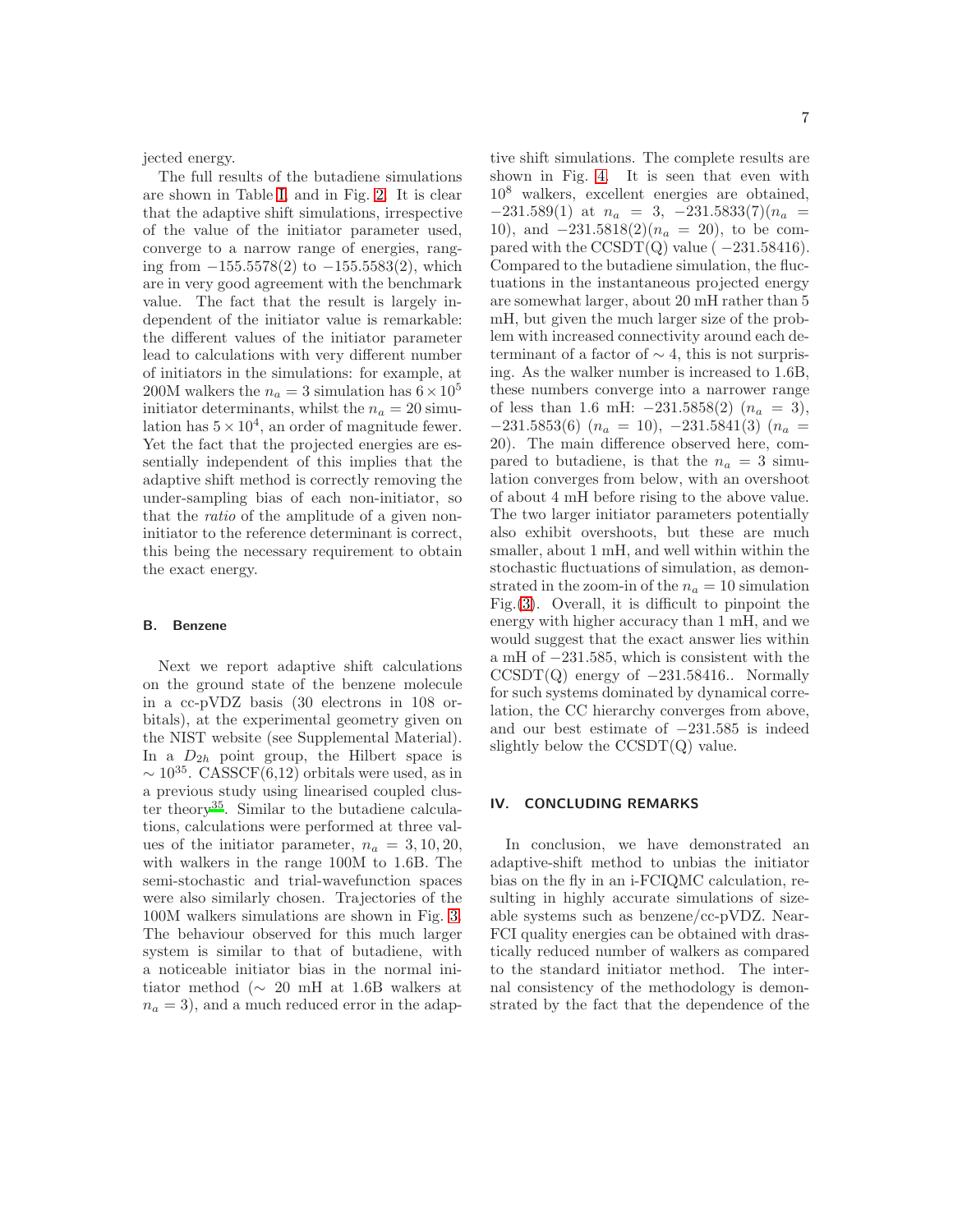jected energy.

The full results of the butadiene simulations are shown in Table I and in Fig. 2. It is clear that the adaptive shift simulations, irrespective of the value of the initiator parameter used, converge to a narrow range of energies, ranging from −155.5578(2) to −155.5583(2), which are in very good agreement with the benchmark value. The fact that the result is largely independent of the initiator value is remarkable: the different values of the initiator parameter lead to calculations with very different number of initiators in the simulations: for example, at 200M walkers the $n_a = 3$ simulation has $6 \times 10^5$ initiator determinants, whilst the $n_a = 20$ simulation has $5 \times 10^4$, an order of magnitude fewer. Yet the fact that the projected energies are essentially independent of this implies that the adaptive shift method is correctly removing the under-sampling bias of each non-initiator, so that the *ratio* of the amplitude of a given non-initiator to the reference determinant is correct, this being the necessary requirement to obtain the exact energy.

### B. Benzene

Next we report adaptive shift calculations on the ground state of the benzene molecule in a cc-pVDZ basis (30 electrons in 108 orbitals), at the experimental geometry given on the NIST website (see Supplemental Material). In a $D_{2h}$ point group, the Hilbert space is $\sim 10^{35}$. CASSCF(6,12) orbitals were used, as in a previous study using linearised coupled cluster theory[35]. Similar to the butadiene calculations, calculations were performed at three values of the initiator parameter, $n_a = 3, 10, 20$, with walkers in the range 100M to 1.6B. The semi-stochastic and trial-wavefunction spaces were also similarly chosen. Trajectories of the 100M walkers simulations are shown in Fig. 3. The behaviour observed for this much larger system is similar to that of butadiene, with a noticeable initiator bias in the normal initiator method ($\sim$ 20 mH at 1.6B walkers at $n_a = 3$), and a much reduced error in the adaptive shift simulations. The complete results are shown in Fig. 4. It is seen that even with $10^8$ walkers, excellent energies are obtained, −231.589(1) at $n_a = 3$, −231.5833(7)($n_a = 10$), and −231.5818(2)($n_a = 20$), to be compared with the CCSDT(Q) value ( −231.58416). Compared to the butadiene simulation, the fluctuations in the instantaneous projected energy are somewhat larger, about 20 mH rather than 5 mH, but given the much larger size of the problem with increased connectivity around each determinant of a factor of $\sim 4$, this is not surprising. As the walker number is increased to 1.6B, these numbers converge into a narrower range of less than 1.6 mH: −231.5858(2) ($n_a = 3$), −231.5853(6) ($n_a = 10$), −231.5841(3) ($n_a = 20$). The main difference observed here, compared to butadiene, is that the $n_a = 3$ simulation converges from below, with an overshoot of about 4 mH before rising to the above value. The two larger initiator parameters potentially also exhibit overshoots, but these are much smaller, about 1 mH, and well within within the stochastic fluctuations of simulation, as demonstrated in the zoom-in of the $n_a = 10$ simulation Fig.(3). Overall, it is difficult to pinpoint the energy with higher accuracy than 1 mH, and we would suggest that the exact answer lies within a mH of −231.585, which is consistent with the CCSDT(Q) energy of −231.58416.. Normally for such systems dominated by dynamical correlation, the CC hierarchy converges from above, and our best estimate of −231.585 is indeed slightly below the CCSDT(Q) value.

## IV. CONCLUDING REMARKS

In conclusion, we have demonstrated an adaptive-shift method to unbias the initiator bias on the fly in an i-FCIQMC calculation, resulting in highly accurate simulations of sizeable systems such as benzene/cc-pVDZ. Near-FCI quality energies can be obtained with drastically reduced number of walkers as compared to the standard initiator method. The internal consistency of the methodology is demonstrated by the fact that the dependence of the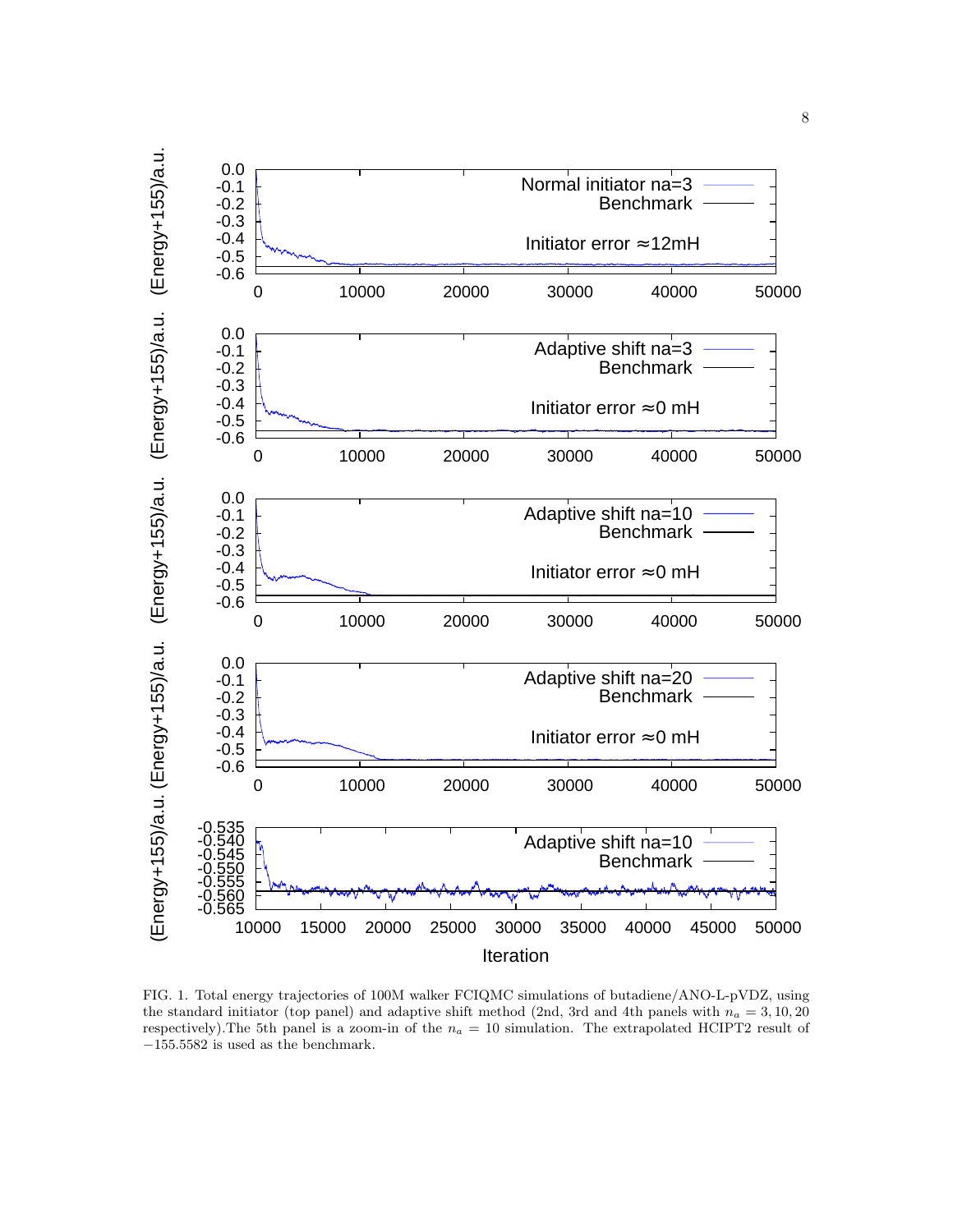FIG. 1. Total energy trajectories of 100M walker FCIQMC simulations of butadiene/ANO-L-pVDZ, using the standard initiator (top panel) and adaptive shift method (2nd, 3rd and 4th panels with $n_a = 3, 10, 20$ respectively).The 5th panel is a zoom-in of the $n_a = 10$ simulation. The extrapolated HCIPT2 result of $-155.5582$ is used as the benchmark.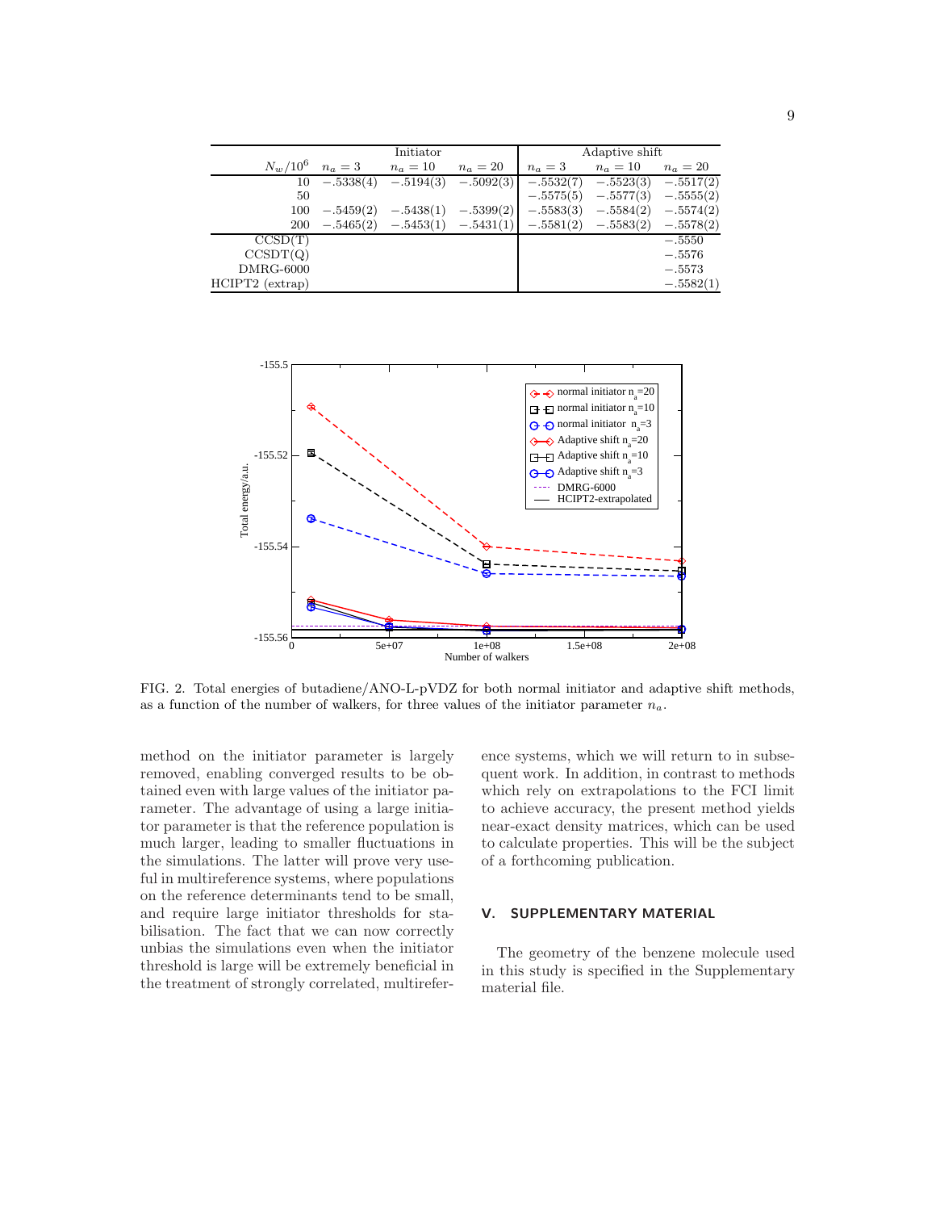| | Initiator | | | Adaptive shift | | |
|---|---|---|---|---|---|---|
| $N_w/10^6$ | $n_a = 3$ | $n_a = 10$ | $n_a = 20$ | $n_a = 3$ | $n_a = 10$ | $n_a = 20$ |
| 10 | $-.5338(4)$ | $-.5194(3)$ | $-.5092(3)$ | $-.5532(7)$ | $-.5523(3)$ | $-.5517(2)$ |
| 50 | | | | $-.5575(5)$ | $-.5577(3)$ | $-.5555(2)$ |
| 100 | $-.5459(2)$ | $-.5438(1)$ | $-.5399(2)$ | $-.5583(3)$ | $-.5584(2)$ | $-.5574(2)$ |
| 200 | $-.5465(2)$ | $-.5453(1)$ | $-.5431(1)$ | $-.5581(2)$ | $-.5583(2)$ | $-.5578(2)$ |
| CCSD(T) | | | | | | $-.5550$ |
| CCSDT(Q) | | | | | | $-.5576$ |
| DMRG-6000 | | | | | | $-.5573$ |
| HCIPT2 (extrap) | | | | | | $-.5582(1)$ |

FIG. 2. Total energies of butadiene/ANO-L-pVDZ for both normal initiator and adaptive shift methods, as a function of the number of walkers, for three values of the initiator parameter $n_a$.

method on the initiator parameter is largely removed, enabling converged results to be obtained even with large values of the initiator parameter. The advantage of using a large initiator parameter is that the reference population is much larger, leading to smaller fluctuations in the simulations. The latter will prove very useful in multireference systems, where populations on the reference determinants tend to be small, and require large initiator thresholds for stabilisation. The fact that we can now correctly unbias the simulations even when the initiator threshold is large will be extremely beneficial in the treatment of strongly correlated, multireference systems, which we will return to in subsequent work. In addition, in contrast to methods which rely on extrapolations to the FCI limit to achieve accuracy, the present method yields near-exact density matrices, which can be used to calculate properties. This will be the subject of a forthcoming publication.

## V. SUPPLEMENTARY MATERIAL

The geometry of the benzene molecule used in this study is specified in the Supplementary material file.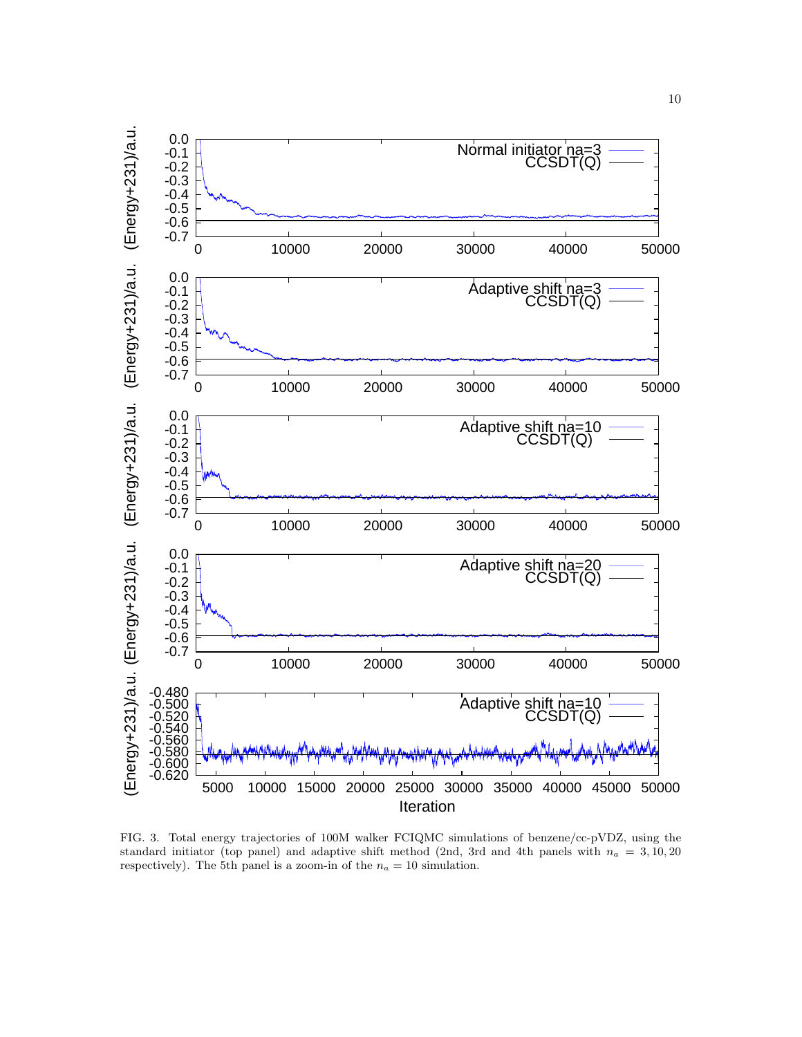FIG. 3. Total energy trajectories of 100M walker FCIQMC simulations of benzene/cc-pVDZ, using the standard initiator (top panel) and adaptive shift method (2nd, 3rd and 4th panels with $n_a = 3, 10, 20$ respectively). The 5th panel is a zoom-in of the $n_a = 10$ simulation.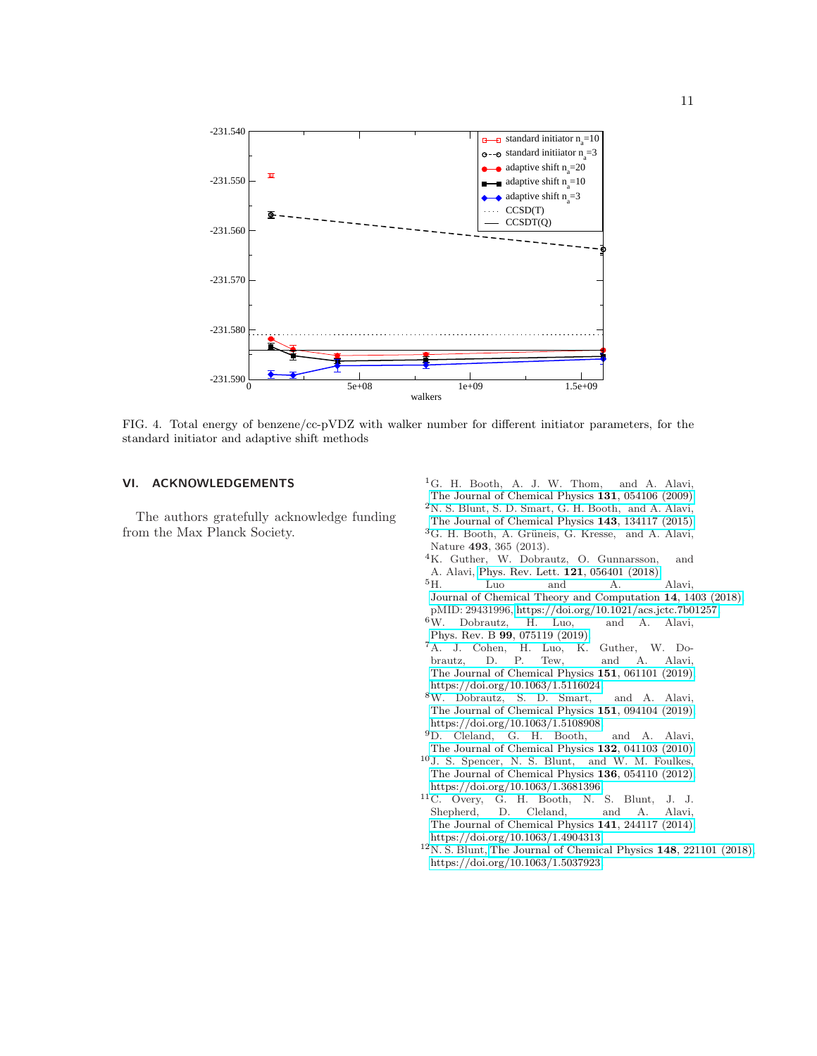FIG. 4. Total energy of benzene/cc-pVDZ with walker number for different initiator parameters, for the standard initiator and adaptive shift methods

## VI. ACKNOWLEDGEMENTS

The authors gratefully acknowledge funding from the Max Planck Society.

[1] G. H. Booth, A. J. W. Thom, and A. Alavi, The Journal of Chemical Physics **131**, 054106 (2009).

[2] N. S. Blunt, S. D. Smart, G. H. Booth, and A. Alavi, The Journal of Chemical Physics **143**, 134117 (2015).

[3] G. H. Booth, A. Grüneis, G. Kresse, and A. Alavi, Nature **493**, 365 (2013).

[4] K. Guther, W. Dobrautz, O. Gunnarsson, and A. Alavi, Phys. Rev. Lett. **121**, 056401 (2018).

[5] H. Luo and A. Alavi, Journal of Chemical Theory and Computation **14**, 1403 (2018), pMID: 29431996, https://doi.org/10.1021/acs.jctc.7b01257.

[6] W. Dobrautz, H. Luo, and A. Alavi, Phys. Rev. B **99**, 075119 (2019).

[7] A. J. Cohen, H. Luo, K. Guther, W. Dobrautz, D. P. Tew, and A. Alavi, The Journal of Chemical Physics **151**, 061101 (2019), https://doi.org/10.1063/1.5116024.

[8] W. Dobrautz, S. D. Smart, and A. Alavi, The Journal of Chemical Physics **151**, 094104 (2019), https://doi.org/10.1063/1.5108908.

[9] D. Cleland, G. H. Booth, and A. Alavi, The Journal of Chemical Physics **132**, 041103 (2010).

[10] J. S. Spencer, N. S. Blunt, and W. M. Foulkes, The Journal of Chemical Physics **136**, 054110 (2012), https://doi.org/10.1063/1.3681396.

[11] C. Overy, G. H. Booth, N. S. Blunt, J. J. Shepherd, D. Cleland, and A. Alavi, The Journal of Chemical Physics **141**, 244117 (2014), https://doi.org/10.1063/1.4904313.

[12] N. S. Blunt, The Journal of Chemical Physics **148**, 221101 (2018), https://doi.org/10.1063/1.5037923.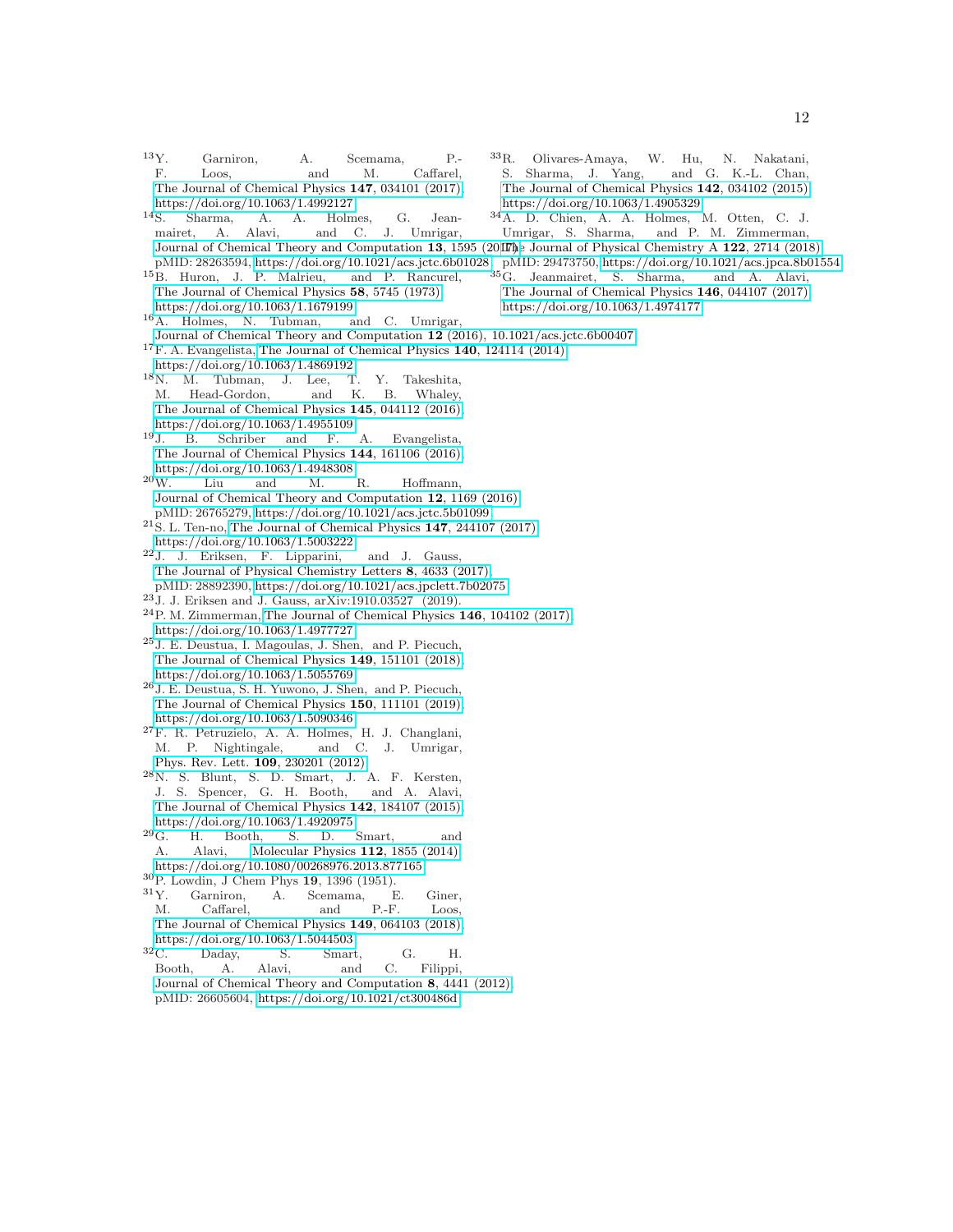[13] Y. Garniron, A. Scemama, P.-F. Loos, and M. Caffarel, The Journal of Chemical Physics **147**, 034101 (2017), https://doi.org/10.1063/1.4992127.

[14] S. Sharma, A. A. Holmes, G. Jeanmairet, A. Alavi, and C. J. Umrigar, Journal of Chemical Theory and Computation **13**, 1595 (2017), pMID: 28263594, https://doi.org/10.1021/acs.jctc.6b01028.

[15] B. Huron, J. P. Malrieu, and P. Rancurel, The Journal of Chemical Physics **58**, 5745 (1973), https://doi.org/10.1063/1.1679199.

[16] A. Holmes, N. Tubman, and C. Umrigar, Journal of Chemical Theory and Computation **12** (2016), 10.1021/acs.jctc.6b00407.

[17] F. A. Evangelista, The Journal of Chemical Physics **140**, 124114 (2014), https://doi.org/10.1063/1.4869192.

[18] N. M. Tubman, J. Lee, T. Y. Takeshita, M. Head-Gordon, and K. B. Whaley, The Journal of Chemical Physics **145**, 044112 (2016), https://doi.org/10.1063/1.4955109.

[19] J. B. Schriber and F. A. Evangelista, The Journal of Chemical Physics **144**, 161106 (2016), https://doi.org/10.1063/1.4948308.

[20] W. Liu and M. R. Hoffmann, Journal of Chemical Theory and Computation **12**, 1169 (2016), pMID: 26765279, https://doi.org/10.1021/acs.jctc.5b01099.

[21] S. L. Ten-no, The Journal of Chemical Physics **147**, 244107 (2017), https://doi.org/10.1063/1.5003222.

[22] J. J. Eriksen, F. Lipparini, and J. Gauss, The Journal of Physical Chemistry Letters **8**, 4633 (2017), pMID: 28892390, https://doi.org/10.1021/acs.jpclett.7b02075.

[23] J. J. Eriksen and J. Gauss, arXiv:1910.03527 (2019).

[24] P. M. Zimmerman, The Journal of Chemical Physics **146**, 104102 (2017), https://doi.org/10.1063/1.4977727.

[25] J. E. Deustua, I. Magoulas, J. Shen, and P. Piecuch, The Journal of Chemical Physics **149**, 151101 (2018), https://doi.org/10.1063/1.5055769.

[26] J. E. Deustua, S. H. Yuwono, J. Shen, and P. Piecuch, The Journal of Chemical Physics **150**, 111101 (2019), https://doi.org/10.1063/1.5090346.

[27] F. R. Petruzielo, A. A. Holmes, H. J. Changlani, M. P. Nightingale, and C. J. Umrigar, Phys. Rev. Lett. **109**, 230201 (2012).

[28] N. S. Blunt, S. D. Smart, J. A. F. Kersten, J. S. Spencer, G. H. Booth, and A. Alavi, The Journal of Chemical Physics **142**, 184107 (2015), https://doi.org/10.1063/1.4920975.

[29] G. H. Booth, S. D. Smart, and A. Alavi, Molecular Physics **112**, 1855 (2014), https://doi.org/10.1080/00268976.2013.877165.

[30] P. Lowdin, J Chem Phys **19**, 1396 (1951).

[31] Y. Garniron, A. Scemama, E. Giner, M. Caffarel, and P.-F. Loos, The Journal of Chemical Physics **149**, 064103 (2018), https://doi.org/10.1063/1.5044503.

[32] C. Daday, S. Smart, G. H. Booth, A. Alavi, and C. Filippi, Journal of Chemical Theory and Computation **8**, 4441 (2012), pMID: 26605604, https://doi.org/10.1021/ct300486d.

[33] R. Olivares-Amaya, W. Hu, N. Nakatani, S. Sharma, J. Yang, and G. K.-L. Chan, The Journal of Chemical Physics **142**, 034102 (2015), https://doi.org/10.1063/1.4905329.

[34] A. D. Chien, A. A. Holmes, M. Otten, C. J. Umrigar, S. Sharma, and P. M. Zimmerman, The Journal of Physical Chemistry A **122**, 2714 (2018), pMID: 29473750, https://doi.org/10.1021/acs.jpca.8b01554.

[35] G. Jeanmairet, S. Sharma, and A. Alavi, The Journal of Chemical Physics **146**, 044107 (2017), https://doi.org/10.1063/1.4974177.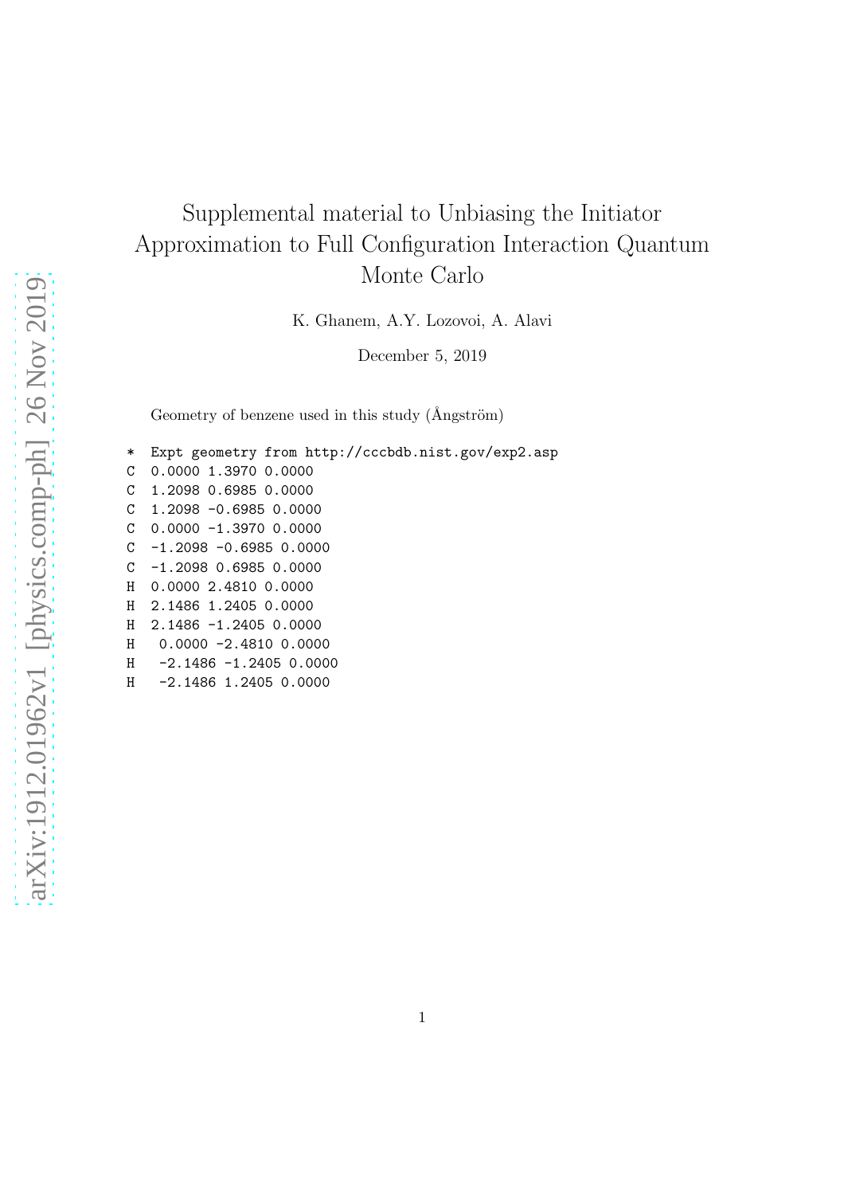# Supplemental material to Unbiasing the Initiator Approximation to Full Configuration Interaction Quantum Monte Carlo

K. Ghanem, A.Y. Lozovoi, A. Alavi

December 5, 2019

Geometry of benzene used in this study (Ångström)

```
*  Expt geometry from http://cccbdb.nist.gov/exp2.asp
C  0.0000 1.3970 0.0000
C  1.2098 0.6985 0.0000
C  1.2098 -0.6985 0.0000
C  0.0000 -1.3970 0.0000
C  -1.2098 -0.6985 0.0000
C  -1.2098 0.6985 0.0000
H  0.0000 2.4810 0.0000
H  2.1486 1.2405 0.0000
H  2.1486 -1.2405 0.0000
H   0.0000 -2.4810 0.0000
H   -2.1486 -1.2405 0.0000
H   -2.1486 1.2405 0.0000
```